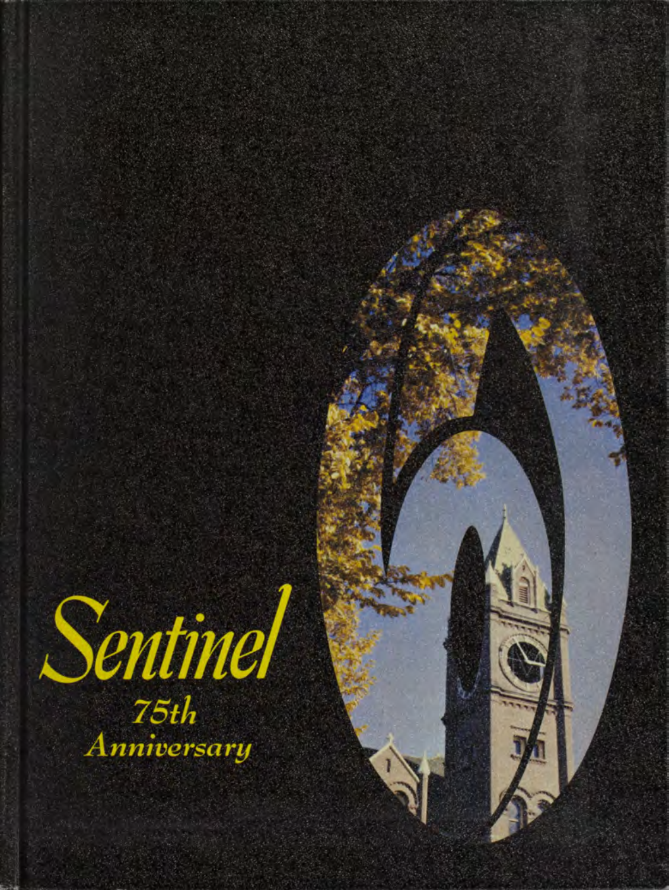# Sentinel

75th Anniversary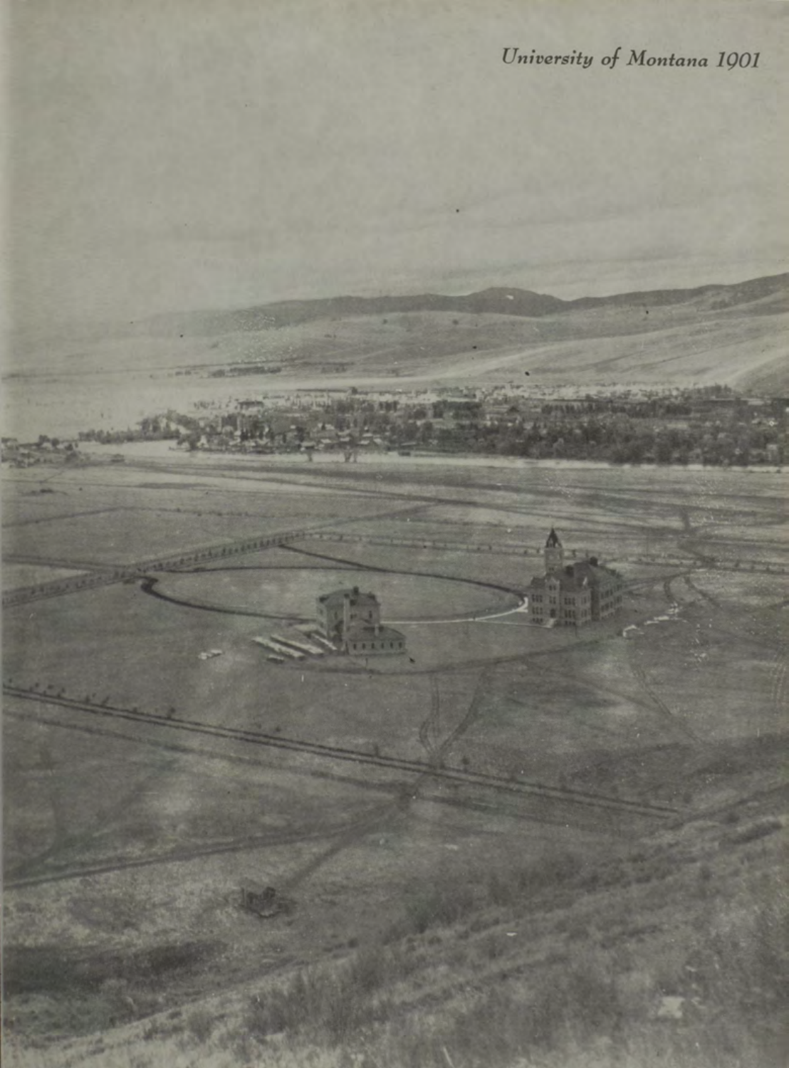*University of Montana 1901*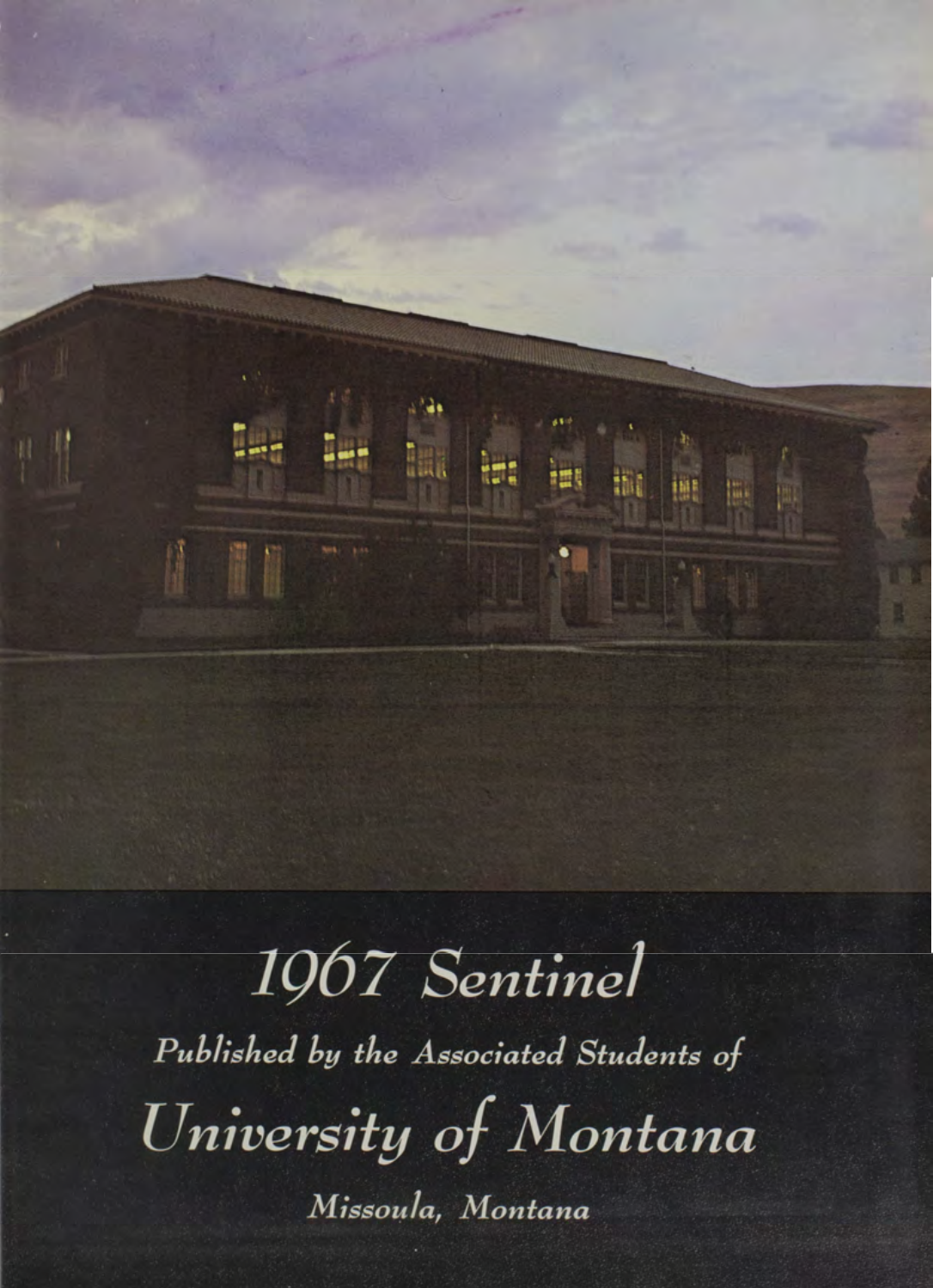# 1967 Sentinel

*Published by the Associated Students of*

## *University of Montana*

*Missoula, Montana*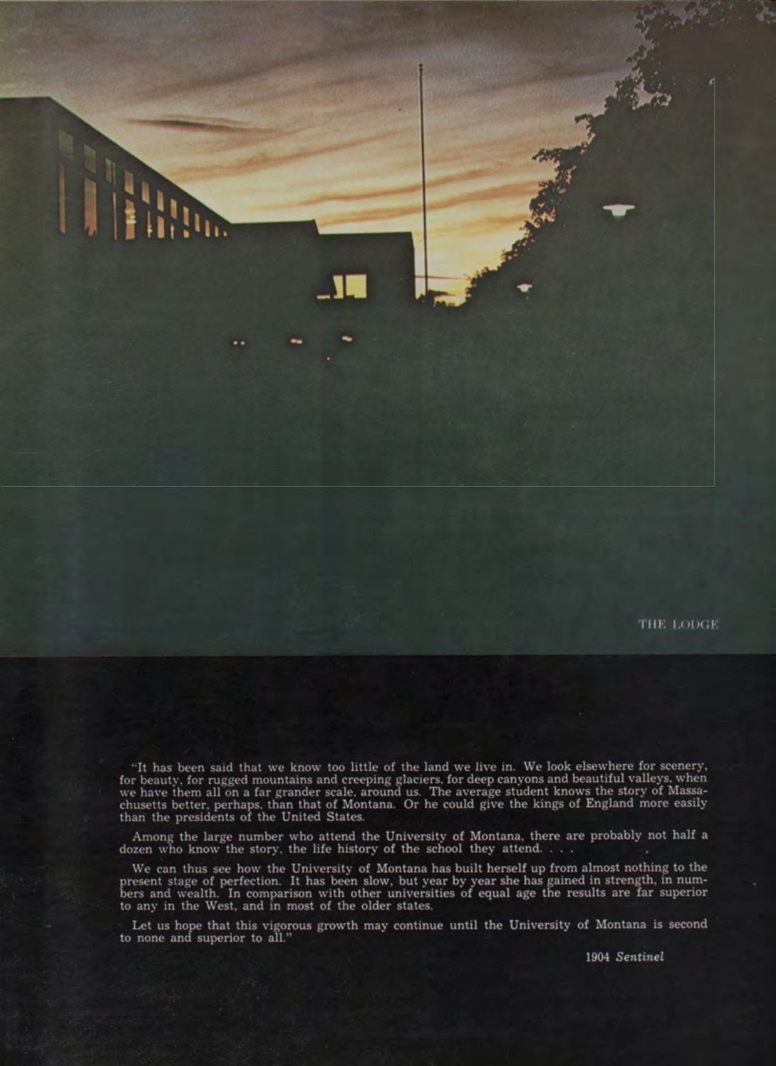THE LODGE

"It has been said that we know too little of the land we live in. We look elsewhere for scenery, for beauty, for rugged mountains and creeping glaciers, for deep canyons and beautiful valleys, when we have them all on a far grander scale, around us. The average student knows the story of Massachusetts better, perhaps, than that of Montana. Or he could give the kings of England more easily than the presidents of the United States.

Among the large number who attend the University of Montana, there are probably not half a dozen who know the story, the life history of the school they attend. . . .

We can thus see how the University of Montana has built herself up from almost nothing to the present stage of perfection. It has been slow, but year by year she has gained in strength, in numbers and wealth. In comparison with other universities of equal age the results are far superior to any in the West, and in most of the older states.

Let us hope that this vigorous growth may continue until the University of Montana is second to none and superior to all."

1904 *Sentinel*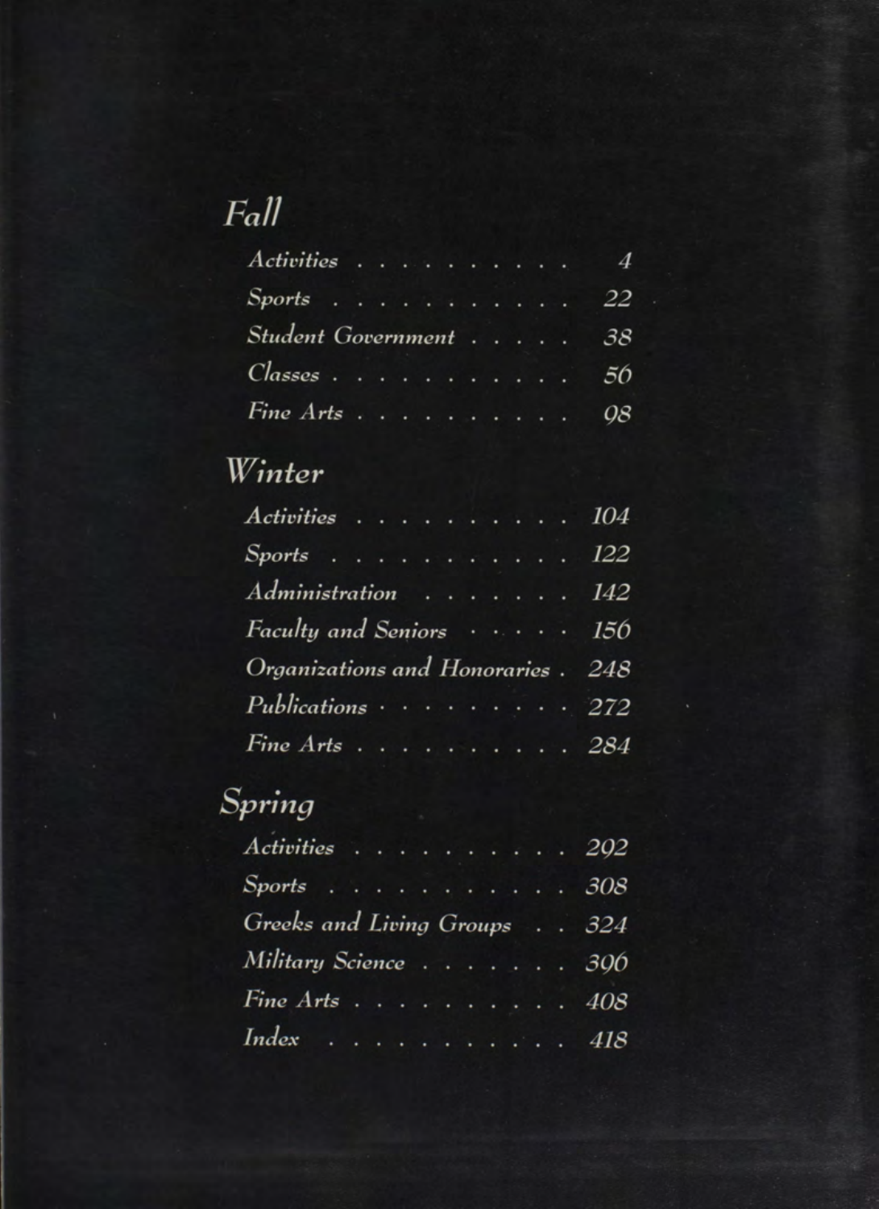## Fall

| | |
|---|---|
| *Activities* | *4* |
| *Sports* | *22* |
| *Student Government* | *38* |
| *Classes* | *56* |
| *Fine Arts* | *98* |

## Winter

| | |
|---|---|
| *Activities* | *104* |
| *Sports* | *122* |
| *Administration* | *142* |
| *Faculty and Seniors* | *156* |
| *Organizations and Honoraries* | *248* |
| *Publications* | *272* |
| *Fine Arts* | *284* |

## Spring

| | |
|---|---|
| *Activities* | *292* |
| *Sports* | *308* |
| *Greeks and Living Groups* | *324* |
| *Military Science* | *396* |
| *Fine Arts* | *408* |
| *Index* | *418* |